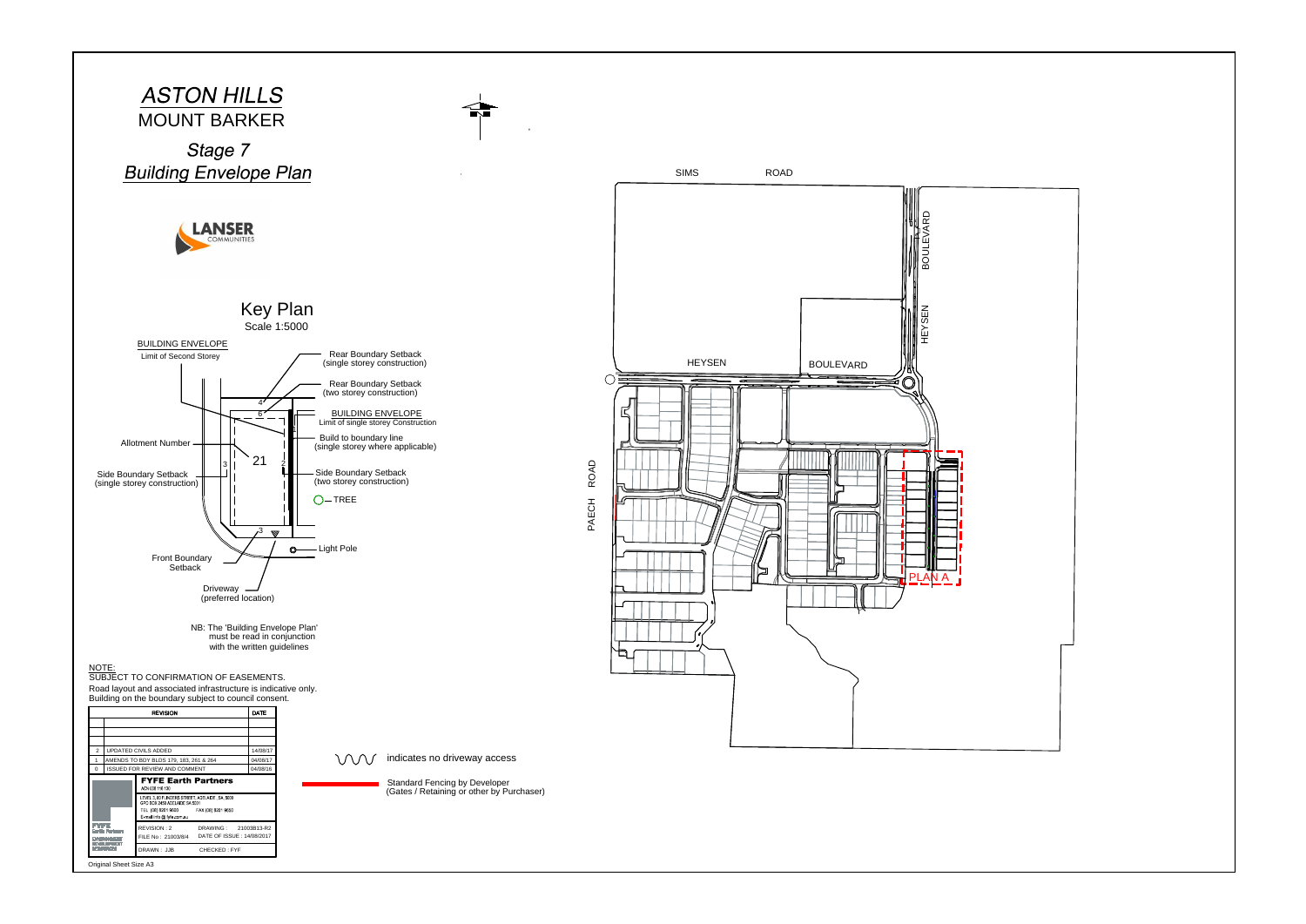# *ASTON HILLS*

## MOUNT BARKER

## *Stage 7*

## *Building Envelope Plan*

LANSER COMMUNITIES

### Key Plan
Scale 1:5000

BUILDING ENVELOPE
Limit of Second Storey

Rear Boundary Setback (single storey construction)

Rear Boundary Setback (two storey construction)

BUILDING ENVELOPE
Limit of single storey Construction

Build to boundary line (single storey where applicable)

Allotment Number

Side Boundary Setback (single storey construction)

Side Boundary Setback (two storey construction)

TREE

Light Pole

Front Boundary Setback

Driveway (preferred location)

NB: The 'Building Envelope Plan' must be read in conjunction with the written guidelines

NOTE:
SUBJECT TO CONFIRMATION OF EASEMENTS.
Road layout and associated infrastructure is indicative only.
Building on the boundary subject to council consent.

| | REVISION | DATE |
|---|---|---|
| | | |
| | | |
| | | |
| 2 | UPDATED CIVILS ADDED | 14/08/17 |
| 1 | AMENDS TO BDY BLDS 179, 183, 261 & 264 | 04/08/17 |
| 0 | ISSUED FOR REVIEW AND COMMENT | 04/08/16 |

**FYFE Earth Partners**
ACN 008 116 130
LEVEL 3, 80 FLINDERS STREET, ADELAIDE, SA 5000
GPO BOX 2450 ADELAIDE SA 5001
TEL (08) 8201 9600 FAX (08) 8201 9650
E-mail info @ fyfe.com.au

REVISION : 2
DRAWING : 21003B13-R2
FILE No : 21003/8/4
DATE OF ISSUE : 14/08/2017
DRAWN : JJB
CHECKED : FYF

Original Sheet Size A3

indicates no driveway access

Standard Fencing by Developer (Gates / Retaining or other by Purchaser)

SIMS ROAD

HEYSEN BOULEVARD

HEYSEN BOULEVARD

PAECH ROAD

PLAN A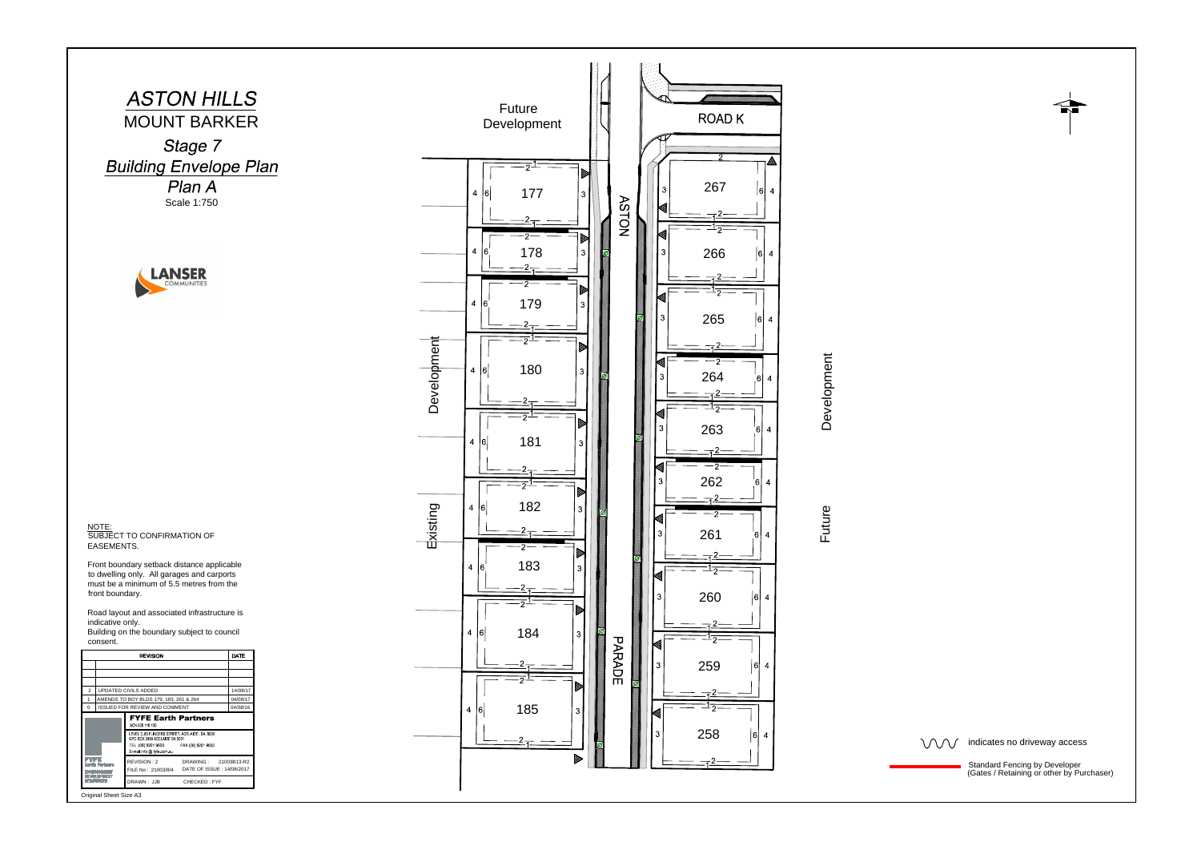# ASTON HILLS

## MOUNT BARKER

### Stage 7

### Building Envelope Plan

### Plan A

Scale 1:750

LANSER COMMUNITIES

NOTE:
SUBJECT TO CONFIRMATION OF EASEMENTS.

Front boundary setback distance applicable to dwelling only. All garages and carports must be a minimum of 5.5 metres from the front boundary.

Road layout and associated infrastructure is indicative only.
Building on the boundary subject to council consent.

| | REVISION | DATE |
|---|---|---|
| | | |
| | | |
| | | |
| 2 | UPDATED CIVILS ADDED | 14/08/17 |
| 1 | AMENDS TO BDY BLDS 179, 183, 261 & 264 | 04/08/17 |
| 0 | ISSUED FOR REVIEW AND COMMENT | 04/08/16 |

**FYFE Earth Partners**
ACN 008 116 130
LEVEL 3, 80 FLINDERS STREET, ADELAIDE, SA, 5000
GPO BOX 2450 ADELAIDE SA 5001
TEL (08) 8201 9600 FAX (08) 8201 9650
E-mail info @ fyfe.com.au

REVISION : 2 DRAWING : 21003813-R2
FILE No : 21003/8/4 DATE OF ISSUE : 14/08/2017
DRAWN : JJB CHECKED : FYF

Original Sheet Size A3

Future Development

Existing Development

Future Development

ROAD K

ASTON PARADE

177 178 179 180 181 182 183 184 185

267 266 265 264 263 262 261 260 259 258

indicates no driveway access

Standard Fencing by Developer
(Gates / Retaining or other by Purchaser)